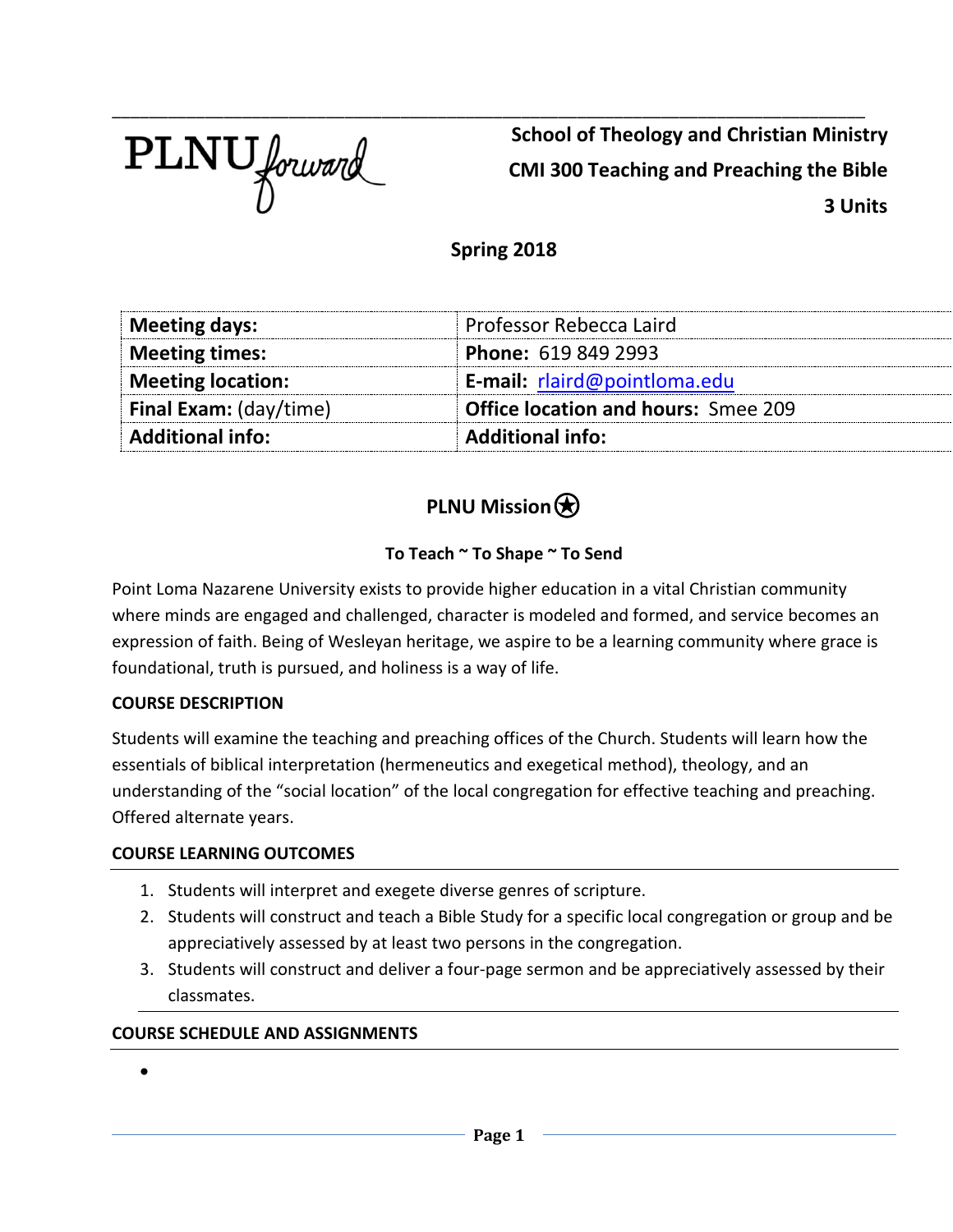PLNU forward

**School of Theology and Christian Ministry**
**CMI 300 Teaching and Preaching the Bible**
**3 Units**

**Spring 2018**

| **Meeting days:** | Professor Rebecca Laird |
|---|---|
| **Meeting times:** | **Phone:** 619 849 2993 |
| **Meeting location:** | **E-mail:** rlaird@pointloma.edu |
| **Final Exam:** (day/time) | **Office location and hours:** Smee 209 |
| **Additional info:** | **Additional info:** |

## PLNU Mission

### To Teach ~ To Shape ~ To Send

Point Loma Nazarene University exists to provide higher education in a vital Christian community where minds are engaged and challenged, character is modeled and formed, and service becomes an expression of faith. Being of Wesleyan heritage, we aspire to be a learning community where grace is foundational, truth is pursued, and holiness is a way of life.

### COURSE DESCRIPTION

Students will examine the teaching and preaching offices of the Church. Students will learn how the essentials of biblical interpretation (hermeneutics and exegetical method), theology, and an understanding of the "social location" of the local congregation for effective teaching and preaching. Offered alternate years.

### COURSE LEARNING OUTCOMES

1. Students will interpret and exegete diverse genres of scripture.
2. Students will construct and teach a Bible Study for a specific local congregation or group and be appreciatively assessed by at least two persons in the congregation.
3. Students will construct and deliver a four-page sermon and be appreciatively assessed by their classmates.

### COURSE SCHEDULE AND ASSIGNMENTS

-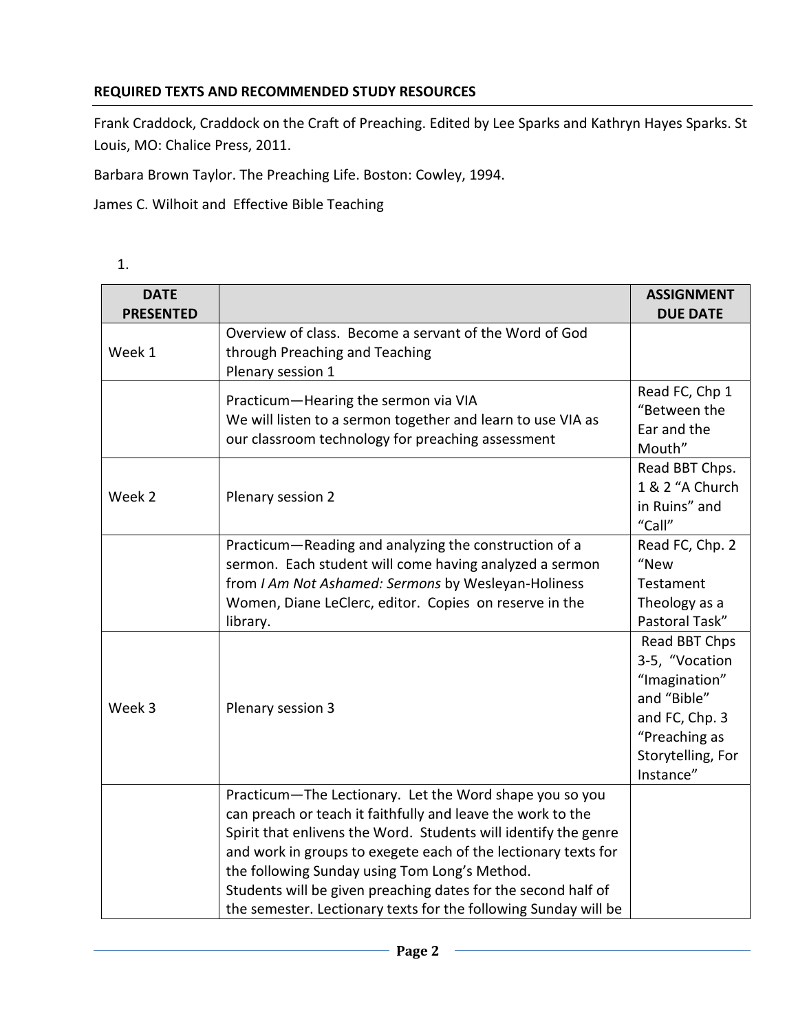**REQUIRED TEXTS AND RECOMMENDED STUDY RESOURCES**

Frank Craddock, Craddock on the Craft of Preaching. Edited by Lee Sparks and Kathryn Hayes Sparks. St Louis, MO: Chalice Press, 2011.

Barbara Brown Taylor. The Preaching Life. Boston: Cowley, 1994.

James C. Wilhoit and Effective Bible Teaching

1.

| DATE PRESENTED | | ASSIGNMENT DUE DATE |
|---|---|---|
| Week 1 | Overview of class. Become a servant of the Word of God through Preaching and Teaching<br>Plenary session 1 | |
| | Practicum—Hearing the sermon via VIA<br>We will listen to a sermon together and learn to use VIA as our classroom technology for preaching assessment | Read FC, Chp 1 "Between the Ear and the Mouth" |
| Week 2 | Plenary session 2 | Read BBT Chps. 1 & 2 "A Church in Ruins" and "Call" |
| | Practicum—Reading and analyzing the construction of a sermon. Each student will come having analyzed a sermon from *I Am Not Ashamed: Sermons* by Wesleyan-Holiness Women, Diane LeClerc, editor. Copies on reserve in the library. | Read FC, Chp. 2 "New Testament Theology as a Pastoral Task" |
| Week 3 | Plenary session 3 | Read BBT Chps 3-5, "Vocation "Imagination" and "Bible" and FC, Chp. 3 "Preaching as Storytelling, For Instance" |
| | Practicum—The Lectionary. Let the Word shape you so you can preach or teach it faithfully and leave the work to the Spirit that enlivens the Word. Students will identify the genre and work in groups to exegete each of the lectionary texts for the following Sunday using Tom Long's Method.<br>Students will be given preaching dates for the second half of the semester. Lectionary texts for the following Sunday will be | |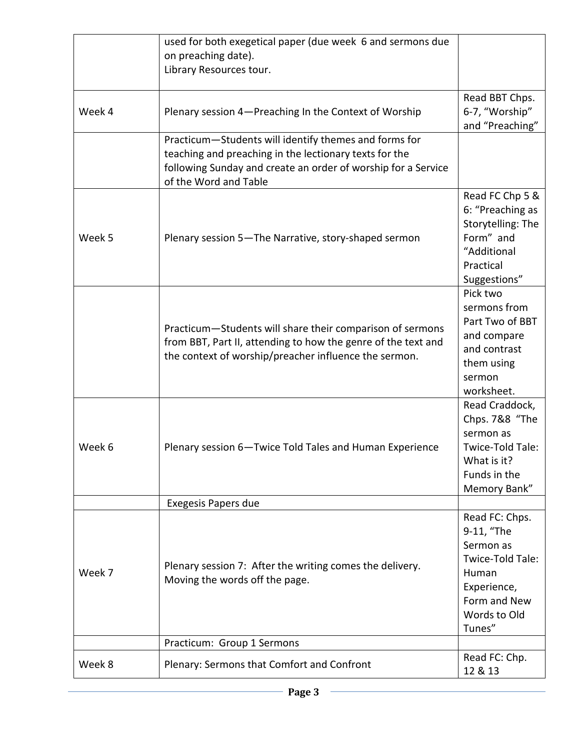| | | |
|---|---|---|
| | used for both exegetical paper (due week 6 and sermons due on preaching date).<br>Library Resources tour. | |
| Week 4 | Plenary session 4—Preaching In the Context of Worship | Read BBT Chps. 6-7, "Worship" and "Preaching" |
| | Practicum—Students will identify themes and forms for teaching and preaching in the lectionary texts for the following Sunday and create an order of worship for a Service of the Word and Table | |
| Week 5 | Plenary session 5—The Narrative, story-shaped sermon | Read FC Chp 5 & 6: "Preaching as Storytelling: The Form" and "Additional Practical Suggestions" |
| | Practicum—Students will share their comparison of sermons from BBT, Part II, attending to how the genre of the text and the context of worship/preacher influence the sermon. | Pick two sermons from Part Two of BBT and compare and contrast them using sermon worksheet. |
| Week 6 | Plenary session 6—Twice Told Tales and Human Experience | Read Craddock, Chps. 7&8 "The sermon as Twice-Told Tale: What is it? Funds in the Memory Bank" |
| | Exegesis Papers due | |
| Week 7 | Plenary session 7: After the writing comes the delivery. Moving the words off the page. | Read FC: Chps. 9-11, "The Sermon as Twice-Told Tale: Human Experience, Form and New Words to Old Tunes" |
| | Practicum: Group 1 Sermons | |
| Week 8 | Plenary: Sermons that Comfort and Confront | Read FC: Chp. 12 & 13 |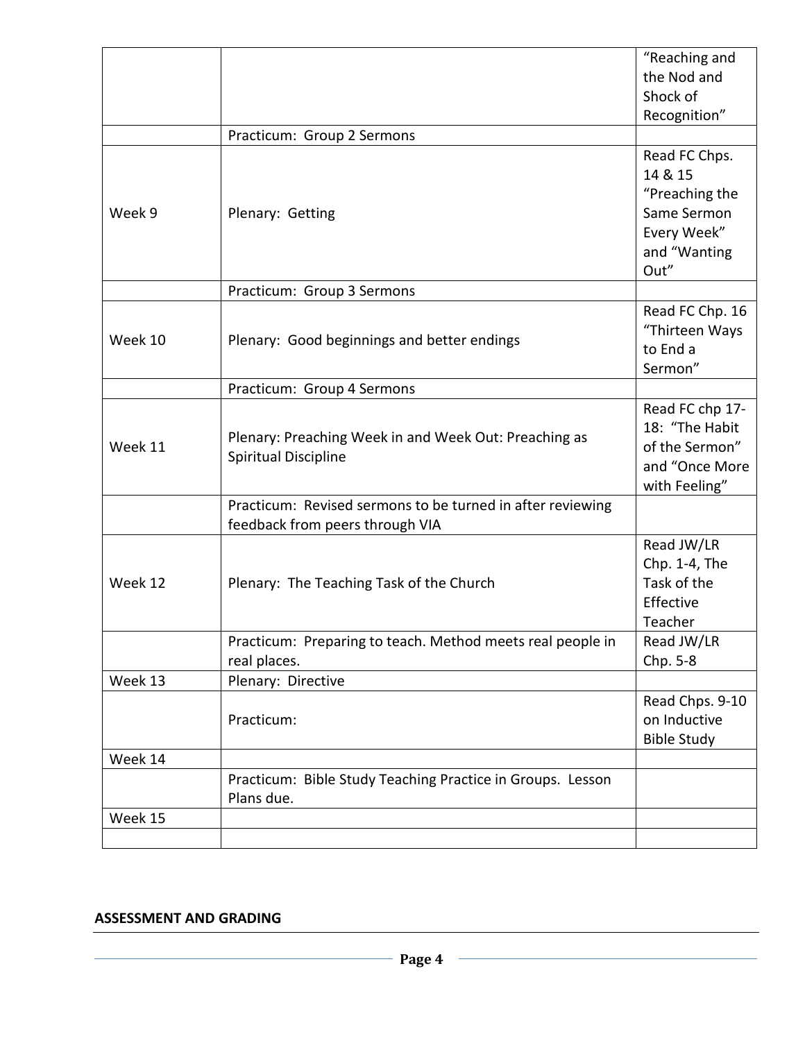| | | |
|---|---|---|
| | | "Reaching and the Nod and Shock of Recognition" |
| | Practicum: Group 2 Sermons | |
| Week 9 | Plenary: Getting | Read FC Chps. 14 & 15 "Preaching the Same Sermon Every Week" and "Wanting Out" |
| | Practicum: Group 3 Sermons | |
| Week 10 | Plenary: Good beginnings and better endings | Read FC Chp. 16 "Thirteen Ways to End a Sermon" |
| | Practicum: Group 4 Sermons | |
| Week 11 | Plenary: Preaching Week in and Week Out: Preaching as Spiritual Discipline | Read FC chp 17-18: "The Habit of the Sermon" and "Once More with Feeling" |
| | Practicum: Revised sermons to be turned in after reviewing feedback from peers through VIA | |
| Week 12 | Plenary: The Teaching Task of the Church | Read JW/LR Chp. 1-4, The Task of the Effective Teacher |
| | Practicum: Preparing to teach. Method meets real people in real places. | Read JW/LR Chp. 5-8 |
| Week 13 | Plenary: Directive | |
| | Practicum: | Read Chps. 9-10 on Inductive Bible Study |
| Week 14 | | |
| | Practicum: Bible Study Teaching Practice in Groups. Lesson Plans due. | |
| Week 15 | | |
| | | |

**ASSESSMENT AND GRADING**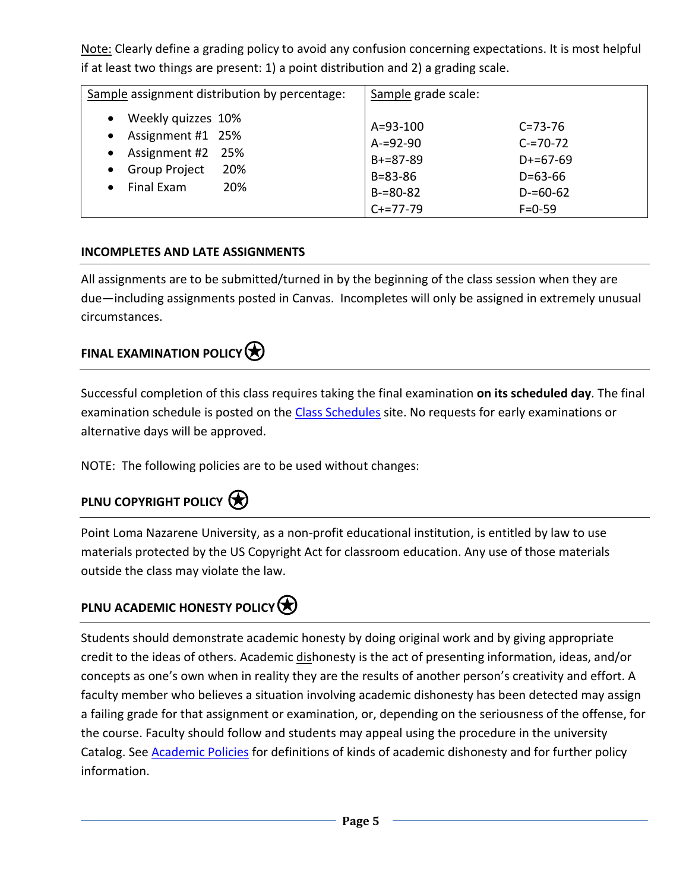<u>Note:</u> Clearly define a grading policy to avoid any confusion concerning expectations. It is most helpful if at least two things are present: 1) a point distribution and 2) a grading scale.

| <u>Sample</u> assignment distribution by percentage: | <u>Sample</u> grade scale: | |
|---|---|---|
| • Weekly quizzes 10%<br>• Assignment #1 25%<br>• Assignment #2 25%<br>• Group Project 20%<br>• Final Exam 20% | A=93-100<br>A-=92-90<br>B+=87-89<br>B=83-86<br>B-=80-82<br>C+=77-79 | C=73-76<br>C-=70-72<br>D+=67-69<br>D=63-66<br>D-=60-62<br>F=0-59 |

## INCOMPLETES AND LATE ASSIGNMENTS

All assignments are to be submitted/turned in by the beginning of the class session when they are due—including assignments posted in Canvas. Incompletes will only be assigned in extremely unusual circumstances.

## FINAL EXAMINATION POLICY ⊛

Successful completion of this class requires taking the final examination **on its scheduled day**. The final examination schedule is posted on the Class Schedules site. No requests for early examinations or alternative days will be approved.

NOTE: The following policies are to be used without changes:

## PLNU COPYRIGHT POLICY ⊛

Point Loma Nazarene University, as a non-profit educational institution, is entitled by law to use materials protected by the US Copyright Act for classroom education. Any use of those materials outside the class may violate the law.

## PLNU ACADEMIC HONESTY POLICY ⊛

Students should demonstrate academic honesty by doing original work and by giving appropriate credit to the ideas of others. Academic <u>dis</u>honesty is the act of presenting information, ideas, and/or concepts as one's own when in reality they are the results of another person's creativity and effort. A faculty member who believes a situation involving academic dishonesty has been detected may assign a failing grade for that assignment or examination, or, depending on the seriousness of the offense, for the course. Faculty should follow and students may appeal using the procedure in the university Catalog. See Academic Policies for definitions of kinds of academic dishonesty and for further policy information.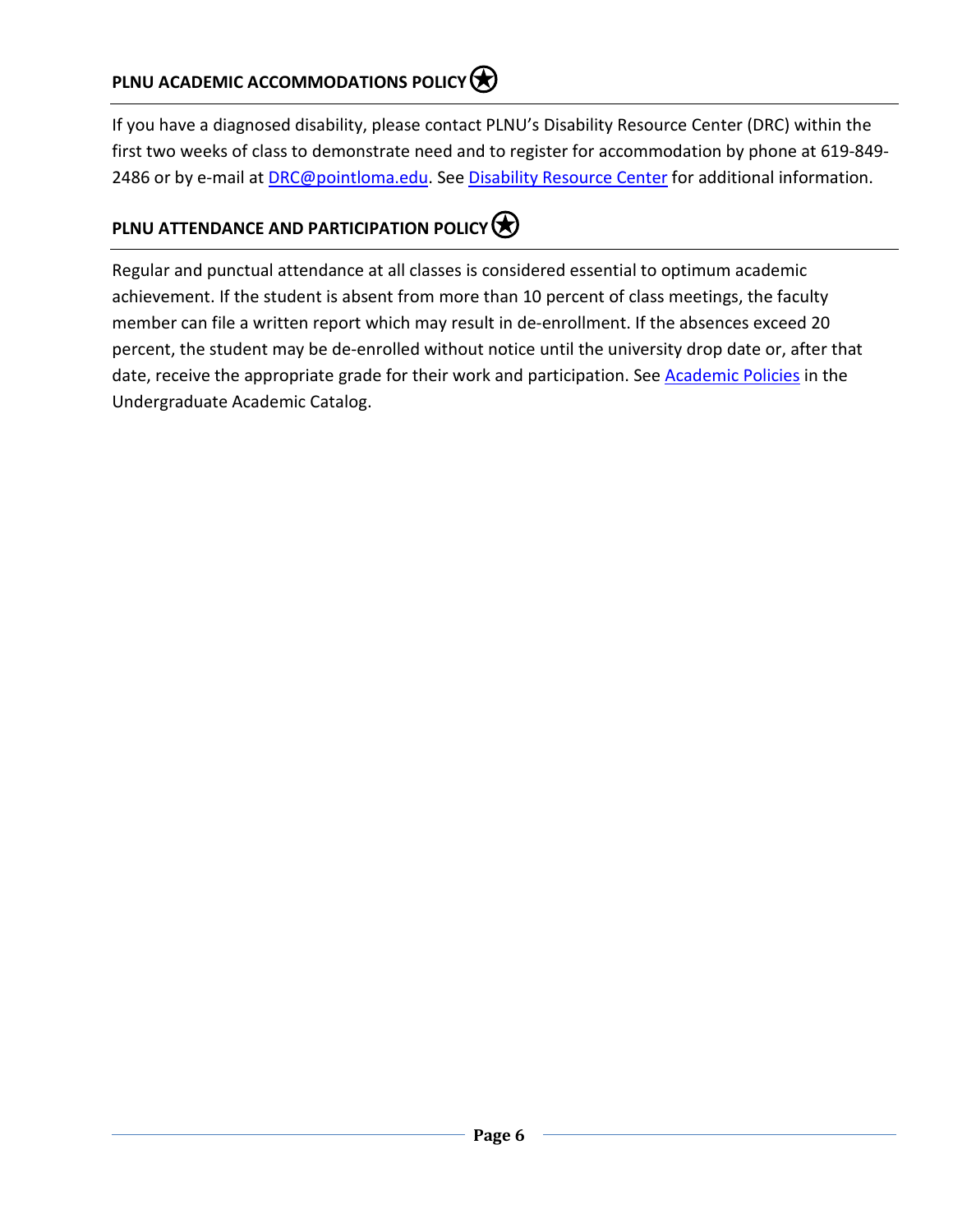## PLNU ACADEMIC ACCOMMODATIONS POLICY ✪

If you have a diagnosed disability, please contact PLNU's Disability Resource Center (DRC) within the first two weeks of class to demonstrate need and to register for accommodation by phone at 619-849-2486 or by e-mail at [DRC@pointloma.edu](mailto:DRC@pointloma.edu). See [Disability Resource Center]() for additional information.

## PLNU ATTENDANCE AND PARTICIPATION POLICY ✪

Regular and punctual attendance at all classes is considered essential to optimum academic achievement. If the student is absent from more than 10 percent of class meetings, the faculty member can file a written report which may result in de-enrollment. If the absences exceed 20 percent, the student may be de-enrolled without notice until the university drop date or, after that date, receive the appropriate grade for their work and participation. See [Academic Policies]() in the Undergraduate Academic Catalog.